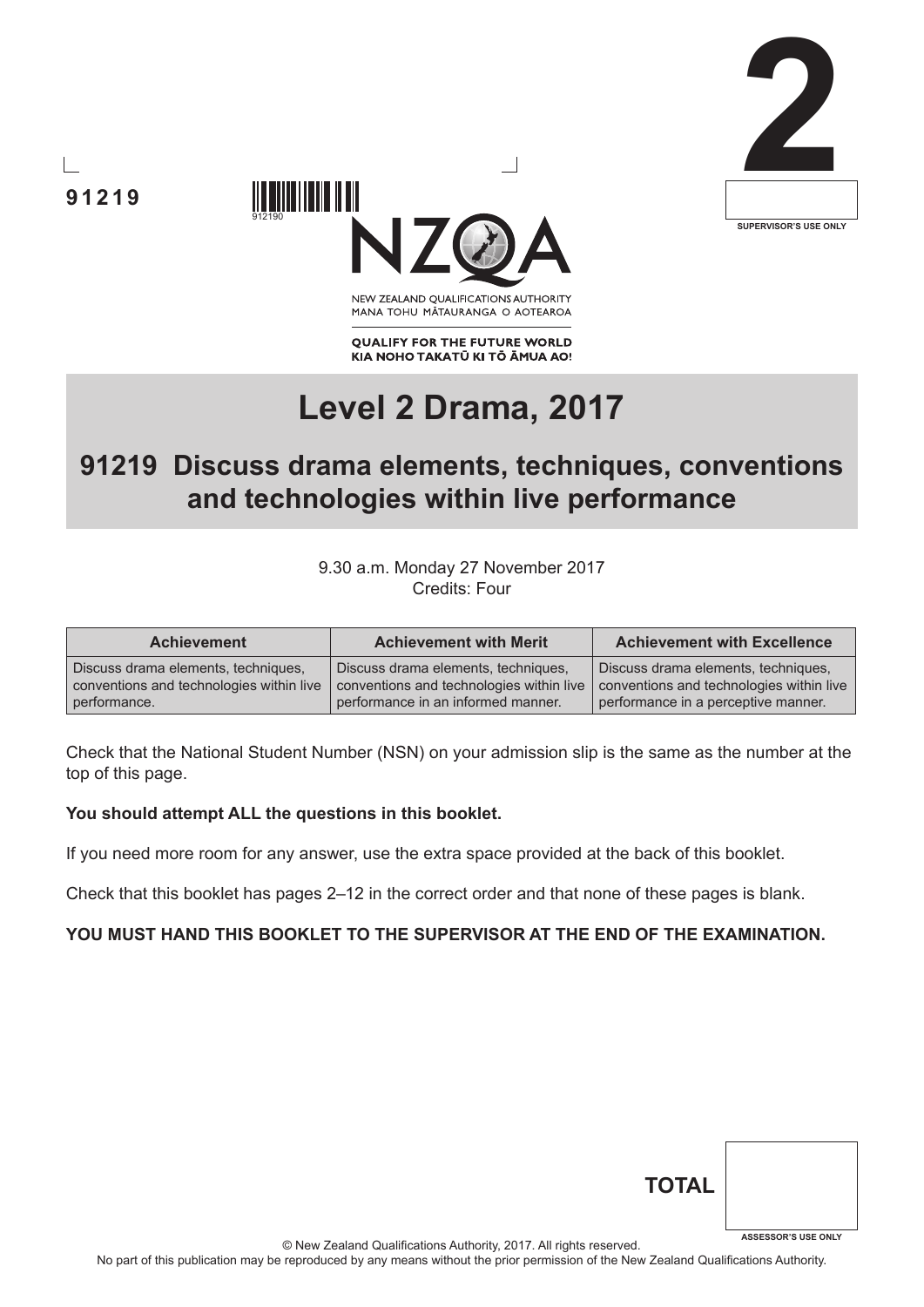91219

2

SUPERVISOR'S USE ONLY

NEW ZEALAND QUALIFICATIONS AUTHORITY
MANA TOHU MĀTAURANGA O AOTEAROA

QUALIFY FOR THE FUTURE WORLD
KIA NOHO TAKATŪ KI TŌ ĀMUA AO!

# Level 2 Drama, 2017

## 91219 Discuss drama elements, techniques, conventions and technologies within live performance

9.30 a.m. Monday 27 November 2017
Credits: Four

| Achievement | Achievement with Merit | Achievement with Excellence |
|---|---|---|
| Discuss drama elements, techniques, conventions and technologies within live performance. | Discuss drama elements, techniques, conventions and technologies within live performance in an informed manner. | Discuss drama elements, techniques, conventions and technologies within live performance in a perceptive manner. |

Check that the National Student Number (NSN) on your admission slip is the same as the number at the top of this page.

**You should attempt ALL the questions in this booklet.**

If you need more room for any answer, use the extra space provided at the back of this booklet.

Check that this booklet has pages 2–12 in the correct order and that none of these pages is blank.

**YOU MUST HAND THIS BOOKLET TO THE SUPERVISOR AT THE END OF THE EXAMINATION.**

**TOTAL**

ASSESSOR'S USE ONLY

© New Zealand Qualifications Authority, 2017. All rights reserved.
No part of this publication may be reproduced by any means without the prior permission of the New Zealand Qualifications Authority.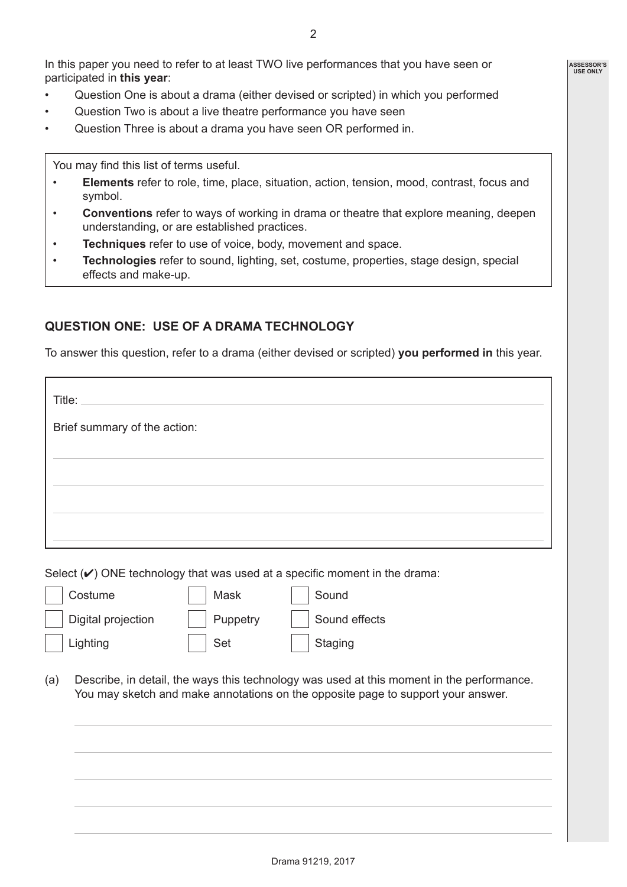In this paper you need to refer to at least TWO live performances that you have seen or participated in **this year**:

- Question One is about a drama (either devised or scripted) in which you performed
- Question Two is about a live theatre performance you have seen
- Question Three is about a drama you have seen OR performed in.

You may find this list of terms useful.

- **Elements** refer to role, time, place, situation, action, tension, mood, contrast, focus and symbol.
- **Conventions** refer to ways of working in drama or theatre that explore meaning, deepen understanding, or are established practices.
- **Techniques** refer to use of voice, body, movement and space.
- **Technologies** refer to sound, lighting, set, costume, properties, stage design, special effects and make-up.

## QUESTION ONE: USE OF A DRAMA TECHNOLOGY

To answer this question, refer to a drama (either devised or scripted) **you performed in** this year.

Title: 

Brief summary of the action:

Select (✔) ONE technology that was used at a specific moment in the drama:

| | | |
|---|---|---|
| ☐ Costume | ☐ Mask | ☐ Sound |
| ☐ Digital projection | ☐ Puppetry | ☐ Sound effects |
| ☐ Lighting | ☐ Set | ☐ Staging |

(a) Describe, in detail, the ways this technology was used at this moment in the performance. You may sketch and make annotations on the opposite page to support your answer.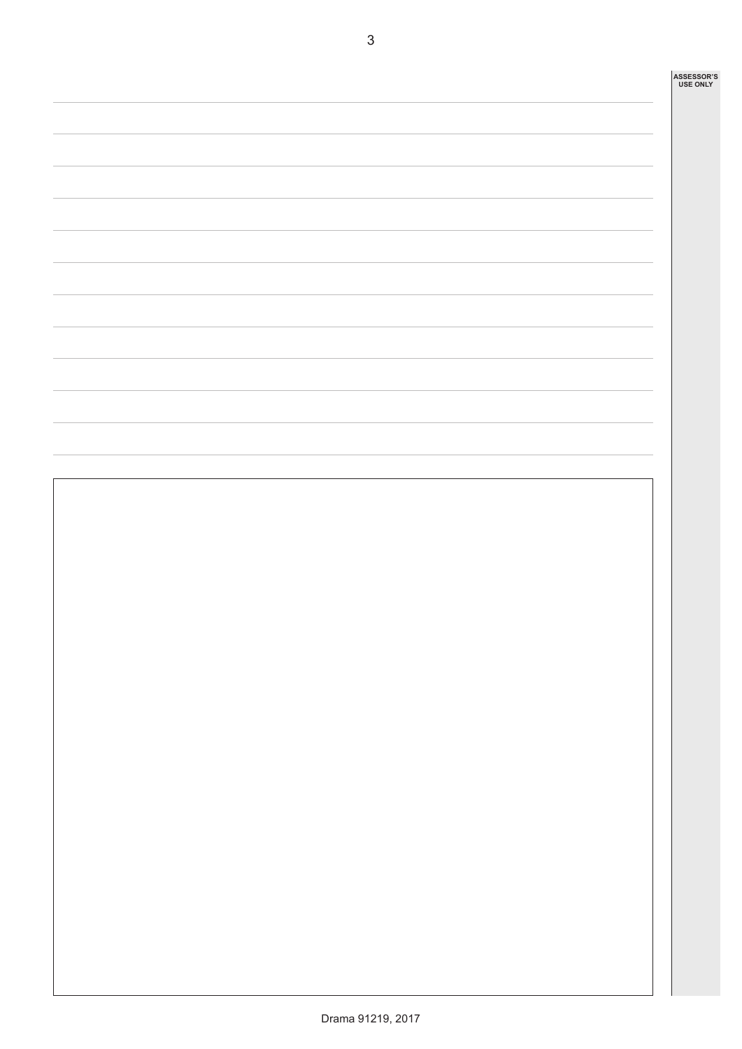ASSESSOR'S USE ONLY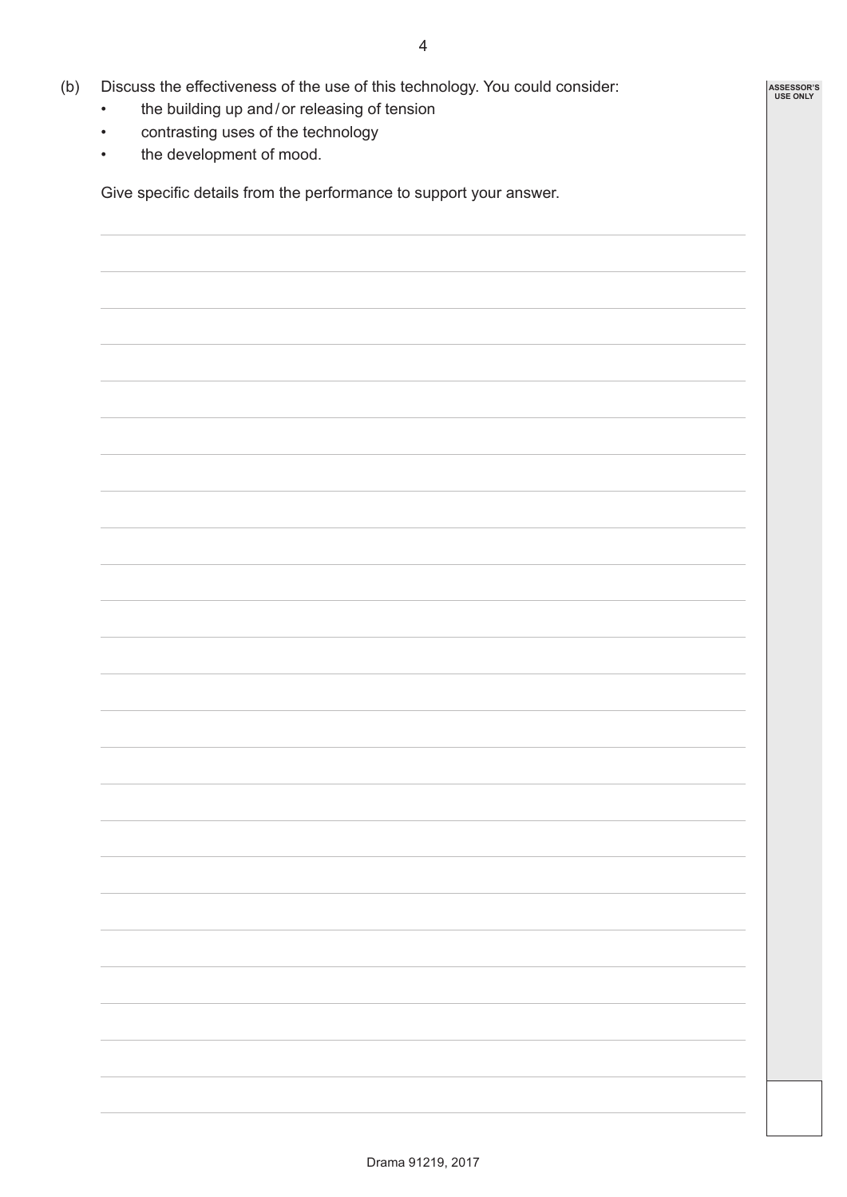(b) Discuss the effectiveness of the use of this technology. You could consider:

- the building up and / or releasing of tension
- contrasting uses of the technology
- the development of mood.

Give specific details from the performance to support your answer.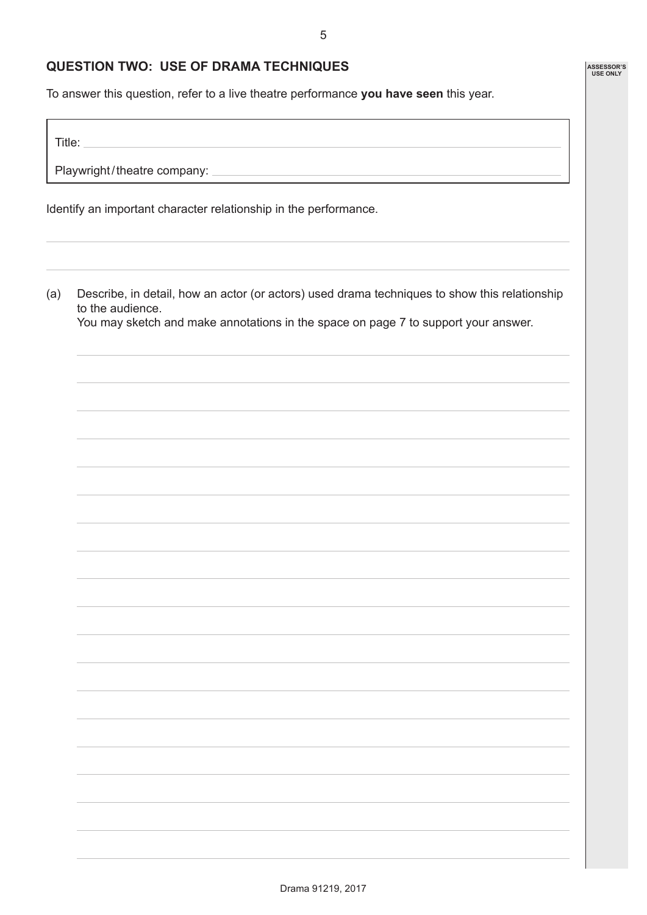## QUESTION TWO: USE OF DRAMA TECHNIQUES

To answer this question, refer to a live theatre performance **you have seen** this year.

Title:

Playwright / theatre company:

Identify an important character relationship in the performance.

(a) Describe, in detail, how an actor (or actors) used drama techniques to show this relationship to the audience.
You may sketch and make annotations in the space on page 7 to support your answer.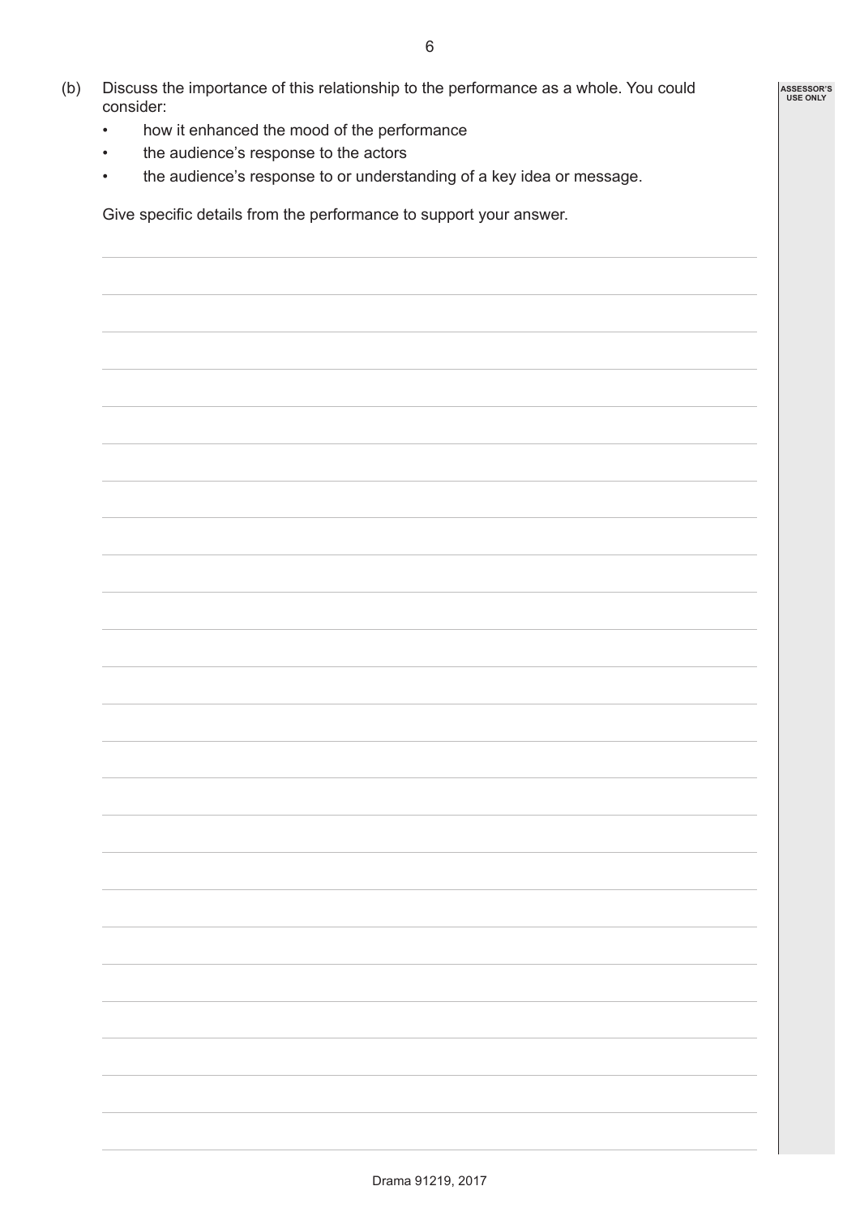(b) Discuss the importance of this relationship to the performance as a whole. You could consider:

- how it enhanced the mood of the performance
- the audience's response to the actors
- the audience's response to or understanding of a key idea or message.

Give specific details from the performance to support your answer.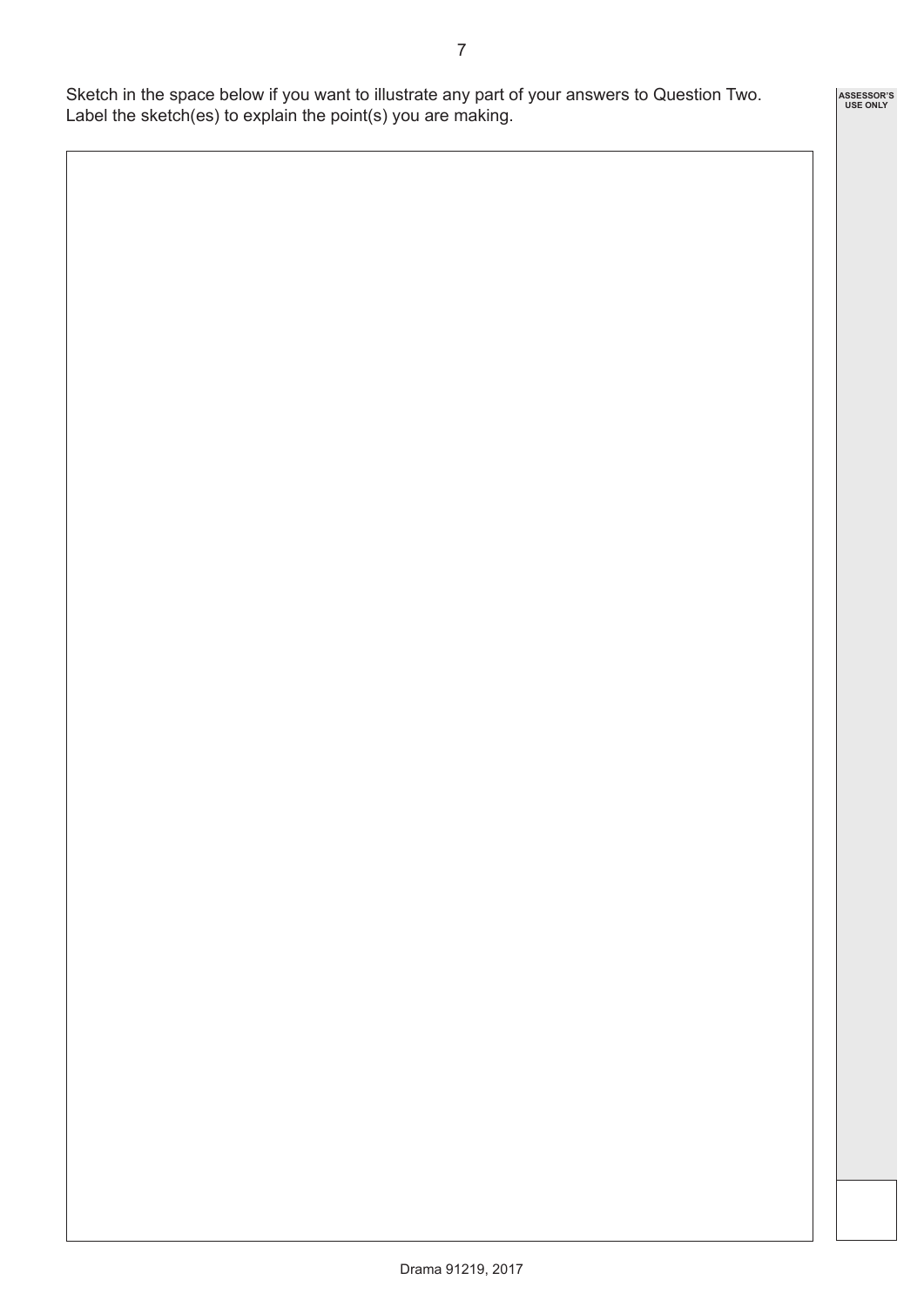Sketch in the space below if you want to illustrate any part of your answers to Question Two.
Label the sketch(es) to explain the point(s) you are making.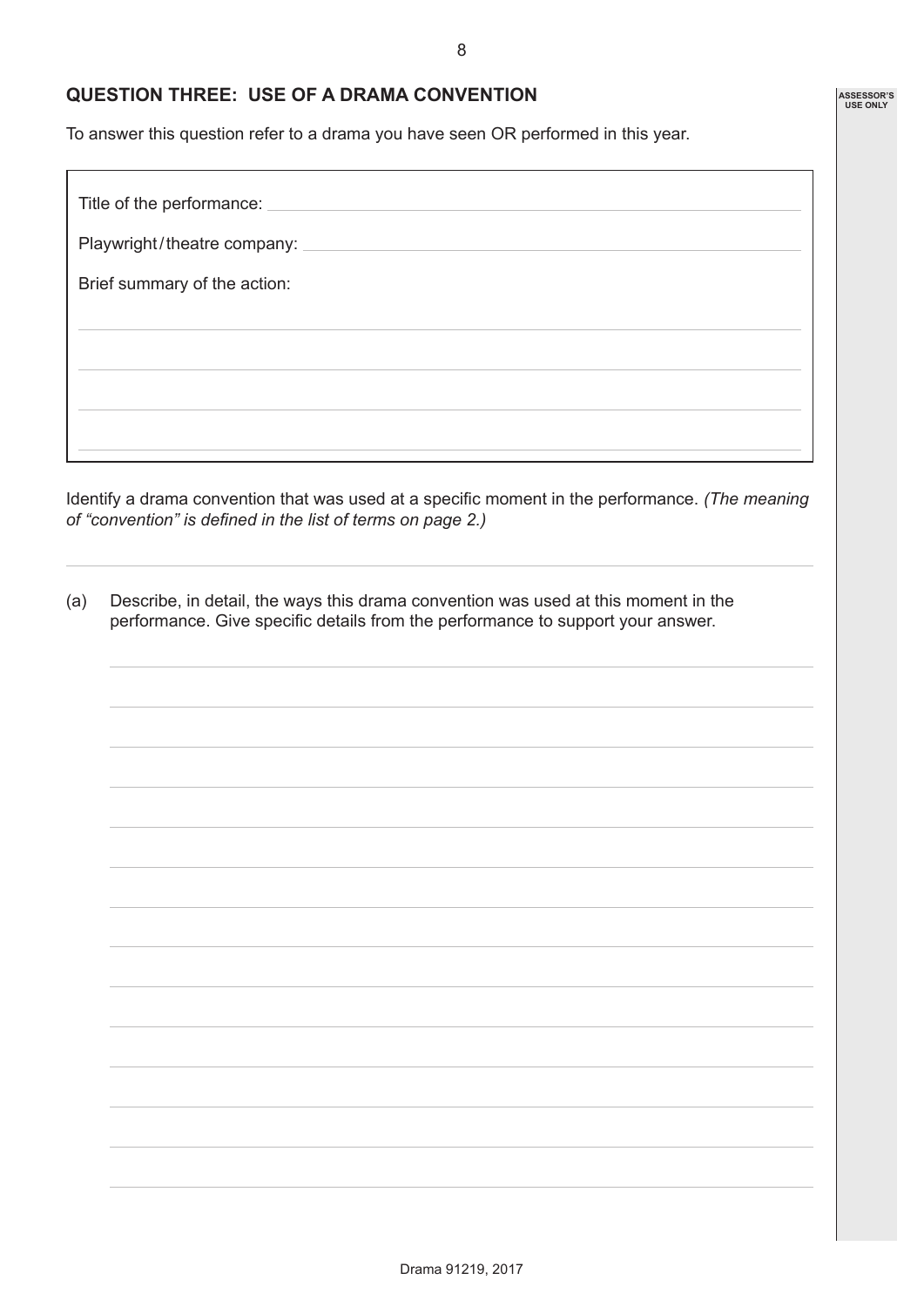## QUESTION THREE: USE OF A DRAMA CONVENTION

To answer this question refer to a drama you have seen OR performed in this year.

Title of the performance:

Playwright / theatre company:

Brief summary of the action:

Identify a drama convention that was used at a specific moment in the performance. *(The meaning of "convention" is defined in the list of terms on page 2.)*

(a) Describe, in detail, the ways this drama convention was used at this moment in the performance. Give specific details from the performance to support your answer.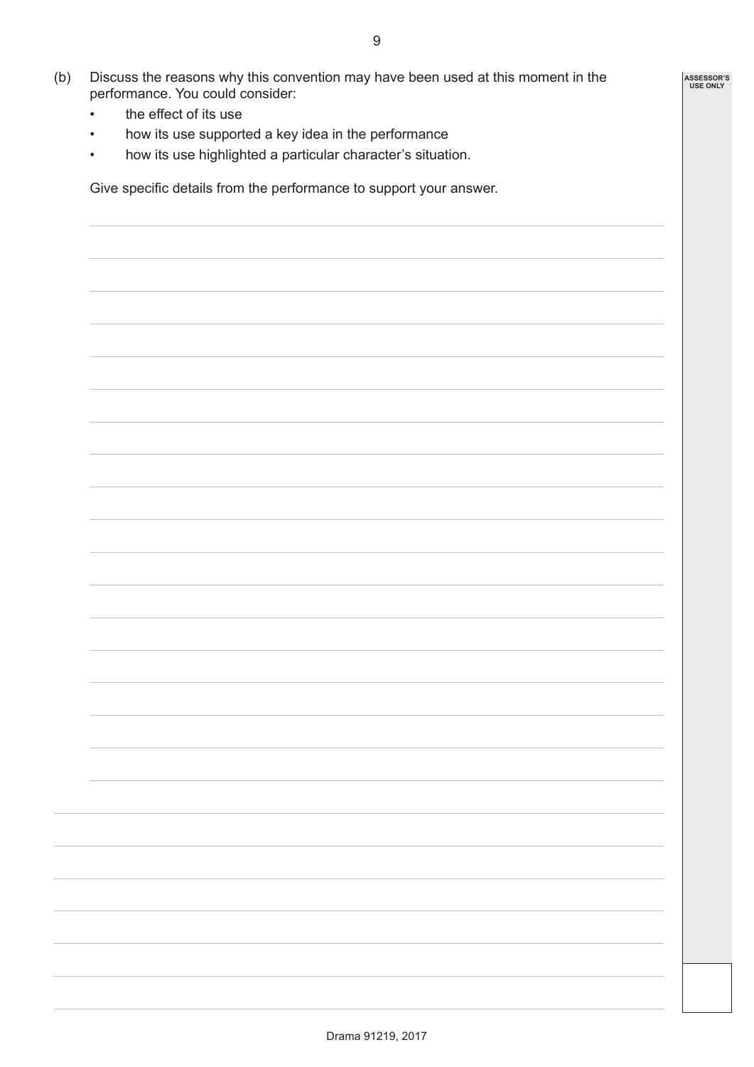(b) Discuss the reasons why this convention may have been used at this moment in the performance. You could consider:

- the effect of its use
- how its use supported a key idea in the performance
- how its use highlighted a particular character's situation.

Give specific details from the performance to support your answer.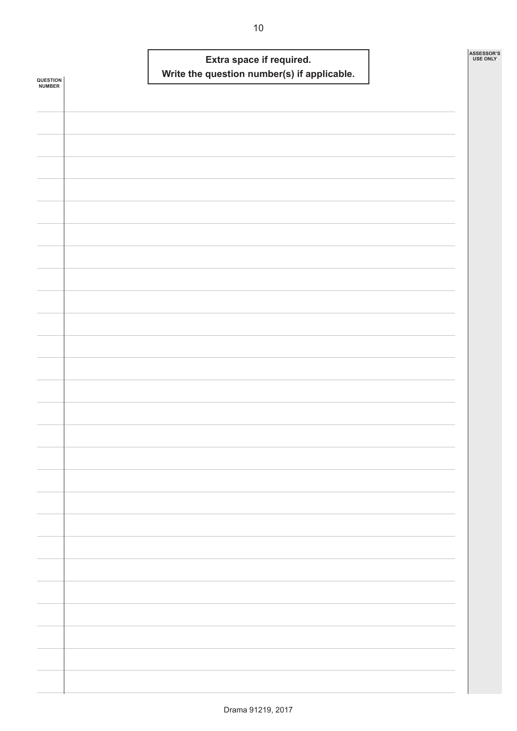**Extra space if required.**
**Write the question number(s) if applicable.**

QUESTION NUMBER

ASSESSOR'S USE ONLY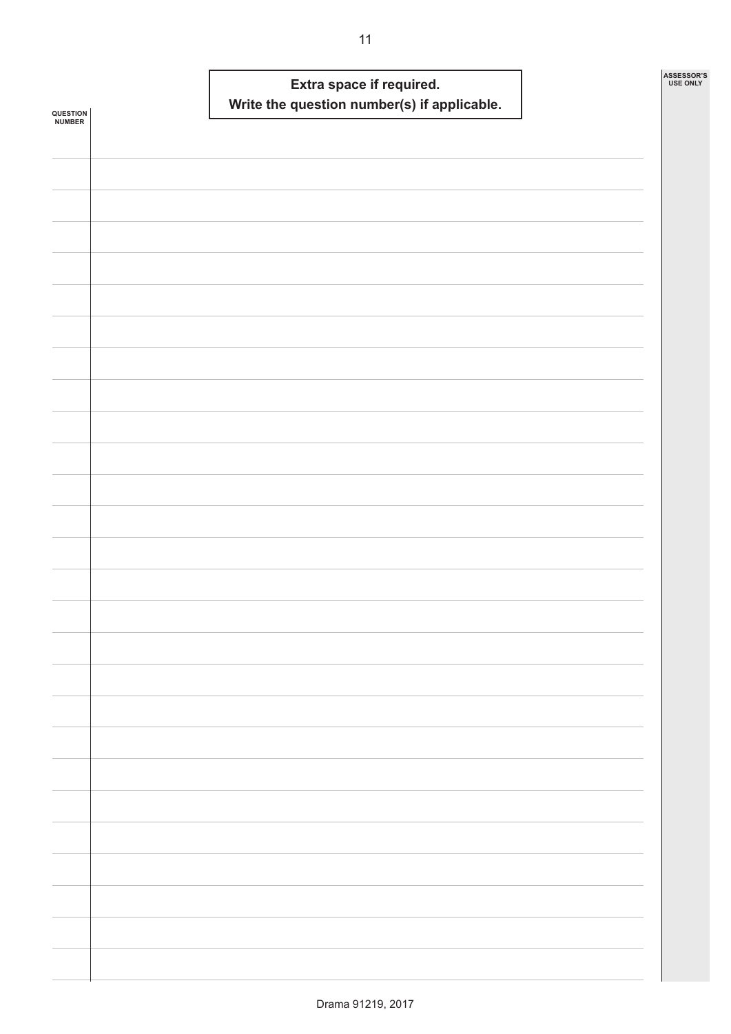**Extra space if required.**
**Write the question number(s) if applicable.**

QUESTION NUMBER

ASSESSOR'S USE ONLY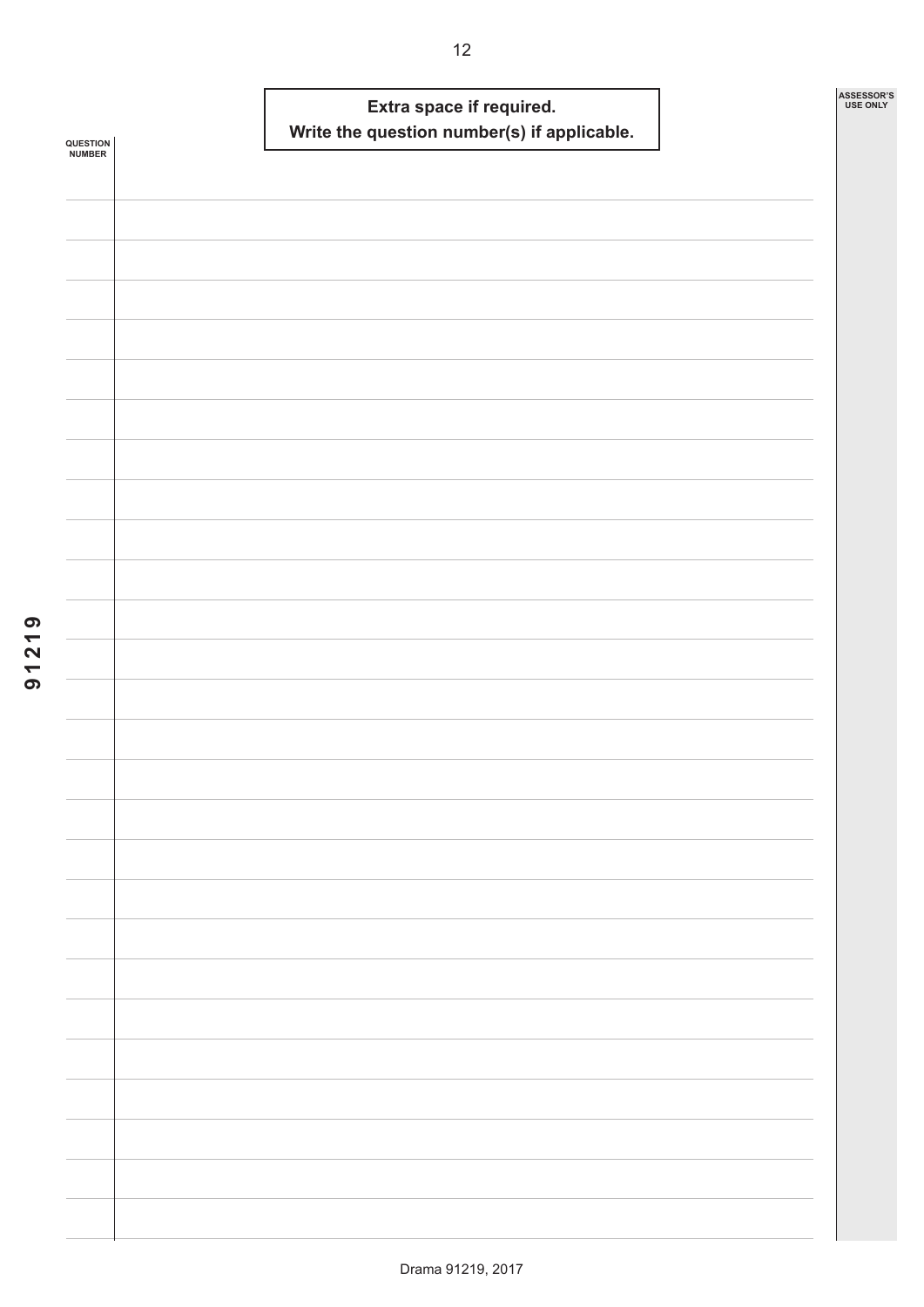**Extra space if required.**
**Write the question number(s) if applicable.**

QUESTION NUMBER

ASSESSOR'S USE ONLY